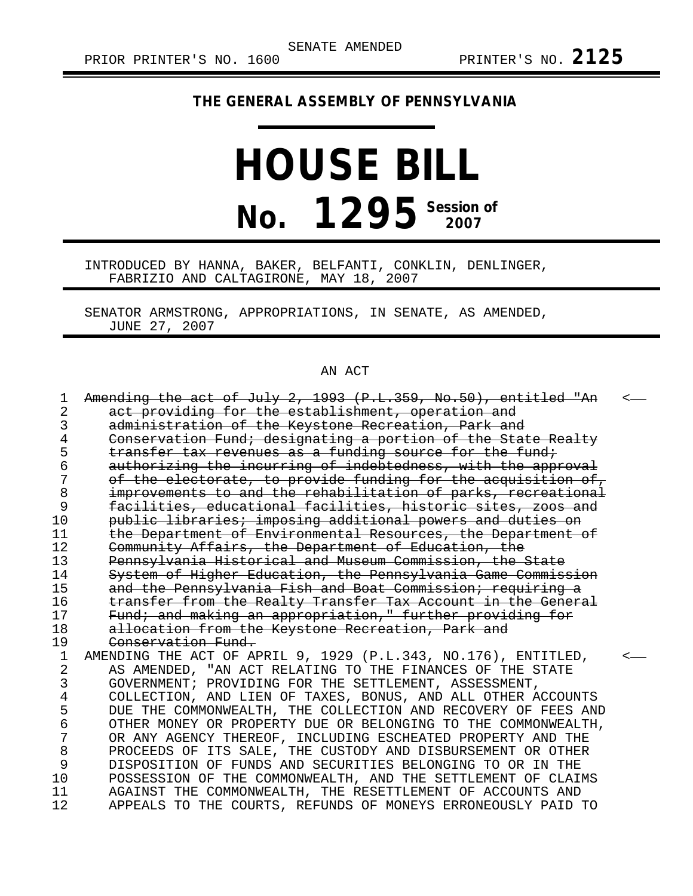SENATE AMENDED

PRIOR PRINTER'S NO. 1600 PRINTER'S NO. **2125**

**THE GENERAL ASSEMBLY OF PENNSYLVANIA**

# HOUSE BILL

# No. 1295 Session of 2007

INTRODUCED BY HANNA, BAKER, BELFANTI, CONKLIN, DENLINGER, FABRIZIO AND CALTAGIRONE, MAY 18, 2007

SENATOR ARMSTRONG, APPROPRIATIONS, IN SENATE, AS AMENDED, JUNE 27, 2007

AN ACT

~~Amending the act of July 2, 1993 (P.L.359, No.50), entitled "An act providing for the establishment, operation and administration of the Keystone Recreation, Park and Conservation Fund; designating a portion of the State Realty transfer tax revenues as a funding source for the fund; authorizing the incurring of indebtedness, with the approval of the electorate, to provide funding for the acquisition of, improvements to and the rehabilitation of parks, recreational facilities, educational facilities, historic sites, zoos and public libraries; imposing additional powers and duties on the Department of Environmental Resources, the Department of Community Affairs, the Department of Education, the Pennsylvania Historical and Museum Commission, the State System of Higher Education, the Pennsylvania Game Commission and the Pennsylvania Fish and Boat Commission; requiring a transfer from the Realty Transfer Tax Account in the General Fund; and making an appropriation," further providing for allocation from the Keystone Recreation, Park and Conservation Fund.~~ <—

AMENDING THE ACT OF APRIL 9, 1929 (P.L.343, NO.176), ENTITLED, AS AMENDED, "AN ACT RELATING TO THE FINANCES OF THE STATE GOVERNMENT; PROVIDING FOR THE SETTLEMENT, ASSESSMENT, COLLECTION, AND LIEN OF TAXES, BONUS, AND ALL OTHER ACCOUNTS DUE THE COMMONWEALTH, THE COLLECTION AND RECOVERY OF FEES AND OTHER MONEY OR PROPERTY DUE OR BELONGING TO THE COMMONWEALTH, OR ANY AGENCY THEREOF, INCLUDING ESCHEATED PROPERTY AND THE PROCEEDS OF ITS SALE, THE CUSTODY AND DISBURSEMENT OR OTHER DISPOSITION OF FUNDS AND SECURITIES BELONGING TO OR IN THE POSSESSION OF THE COMMONWEALTH, AND THE SETTLEMENT OF CLAIMS AGAINST THE COMMONWEALTH, THE RESETTLEMENT OF ACCOUNTS AND APPEALS TO THE COURTS, REFUNDS OF MONEYS ERRONEOUSLY PAID TO <—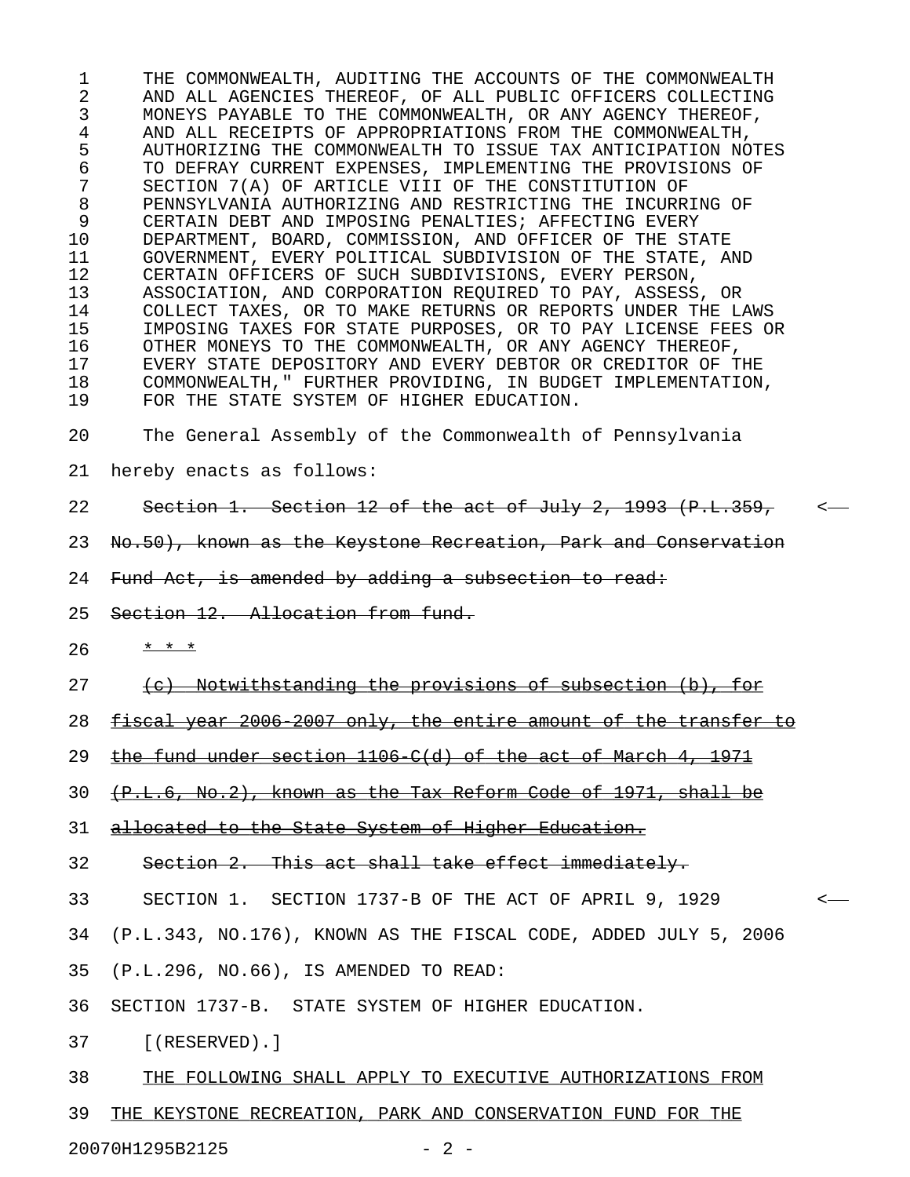THE COMMONWEALTH, AUDITING THE ACCOUNTS OF THE COMMONWEALTH AND ALL AGENCIES THEREOF, OF ALL PUBLIC OFFICERS COLLECTING MONEYS PAYABLE TO THE COMMONWEALTH, OR ANY AGENCY THEREOF, AND ALL RECEIPTS OF APPROPRIATIONS FROM THE COMMONWEALTH, AUTHORIZING THE COMMONWEALTH TO ISSUE TAX ANTICIPATION NOTES TO DEFRAY CURRENT EXPENSES, IMPLEMENTING THE PROVISIONS OF SECTION 7(A) OF ARTICLE VIII OF THE CONSTITUTION OF PENNSYLVANIA AUTHORIZING AND RESTRICTING THE INCURRING OF CERTAIN DEBT AND IMPOSING PENALTIES; AFFECTING EVERY DEPARTMENT, BOARD, COMMISSION, AND OFFICER OF THE STATE GOVERNMENT, EVERY POLITICAL SUBDIVISION OF THE STATE, AND CERTAIN OFFICERS OF SUCH SUBDIVISIONS, EVERY PERSON, ASSOCIATION, AND CORPORATION REQUIRED TO PAY, ASSESS, OR COLLECT TAXES, OR TO MAKE RETURNS OR REPORTS UNDER THE LAWS IMPOSING TAXES FOR STATE PURPOSES, OR TO PAY LICENSE FEES OR OTHER MONEYS TO THE COMMONWEALTH, OR ANY AGENCY THEREOF, EVERY STATE DEPOSITORY AND EVERY DEBTOR OR CREDITOR OF THE COMMONWEALTH," FURTHER PROVIDING, IN BUDGET IMPLEMENTATION, FOR THE STATE SYSTEM OF HIGHER EDUCATION.

The General Assembly of the Commonwealth of Pennsylvania hereby enacts as follows:

~~Section 1. Section 12 of the act of July 2, 1993 (P.L.359, No.50), known as the Keystone Recreation, Park and Conservation Fund Act, is amended by adding a subsection to read:~~

~~Section 12. Allocation from fund.~~

~~* * *~~

~~(c) Notwithstanding the provisions of subsection (b), for fiscal year 2006-2007 only, the entire amount of the transfer to the fund under section 1106-C(d) of the act of March 4, 1971 (P.L.6, No.2), known as the Tax Reform Code of 1971, shall be allocated to the State System of Higher Education.~~

~~Section 2. This act shall take effect immediately.~~

SECTION 1. SECTION 1737-B OF THE ACT OF APRIL 9, 1929 (P.L.343, NO.176), KNOWN AS THE FISCAL CODE, ADDED JULY 5, 2006 (P.L.296, NO.66), IS AMENDED TO READ:

SECTION 1737-B. STATE SYSTEM OF HIGHER EDUCATION.

[(RESERVED).]

<u>THE FOLLOWING SHALL APPLY TO EXECUTIVE AUTHORIZATIONS FROM THE KEYSTONE RECREATION, PARK AND CONSERVATION FUND FOR THE</u>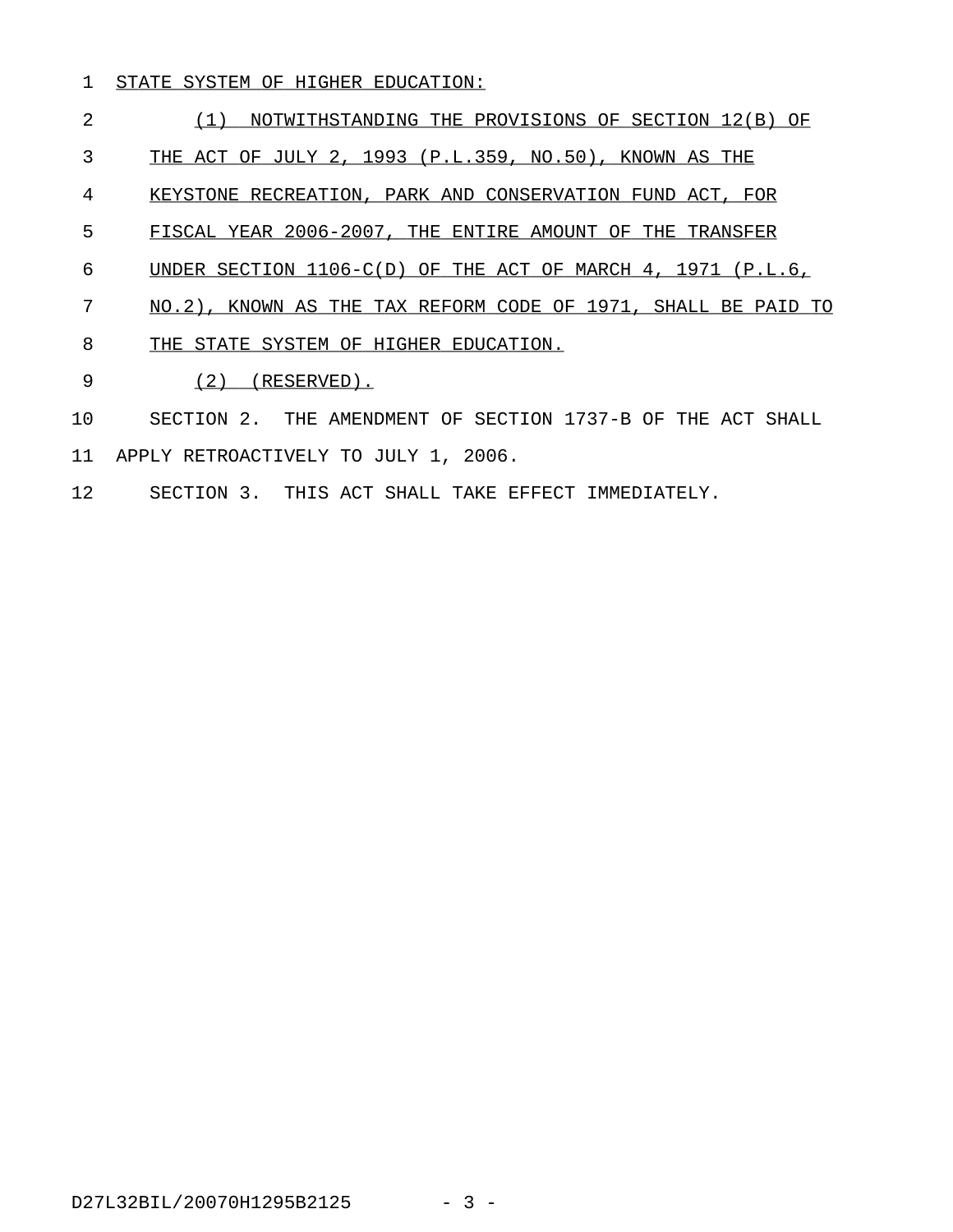STATE SYSTEM OF HIGHER EDUCATION:

(1) NOTWITHSTANDING THE PROVISIONS OF SECTION 12(B) OF THE ACT OF JULY 2, 1993 (P.L.359, NO.50), KNOWN AS THE KEYSTONE RECREATION, PARK AND CONSERVATION FUND ACT, FOR FISCAL YEAR 2006-2007, THE ENTIRE AMOUNT OF THE TRANSFER UNDER SECTION 1106-C(D) OF THE ACT OF MARCH 4, 1971 (P.L.6, NO.2), KNOWN AS THE TAX REFORM CODE OF 1971, SHALL BE PAID TO THE STATE SYSTEM OF HIGHER EDUCATION.

(2) (RESERVED).

SECTION 2. THE AMENDMENT OF SECTION 1737-B OF THE ACT SHALL APPLY RETROACTIVELY TO JULY 1, 2006.

SECTION 3. THIS ACT SHALL TAKE EFFECT IMMEDIATELY.

D27L32BIL/20070H1295B2125